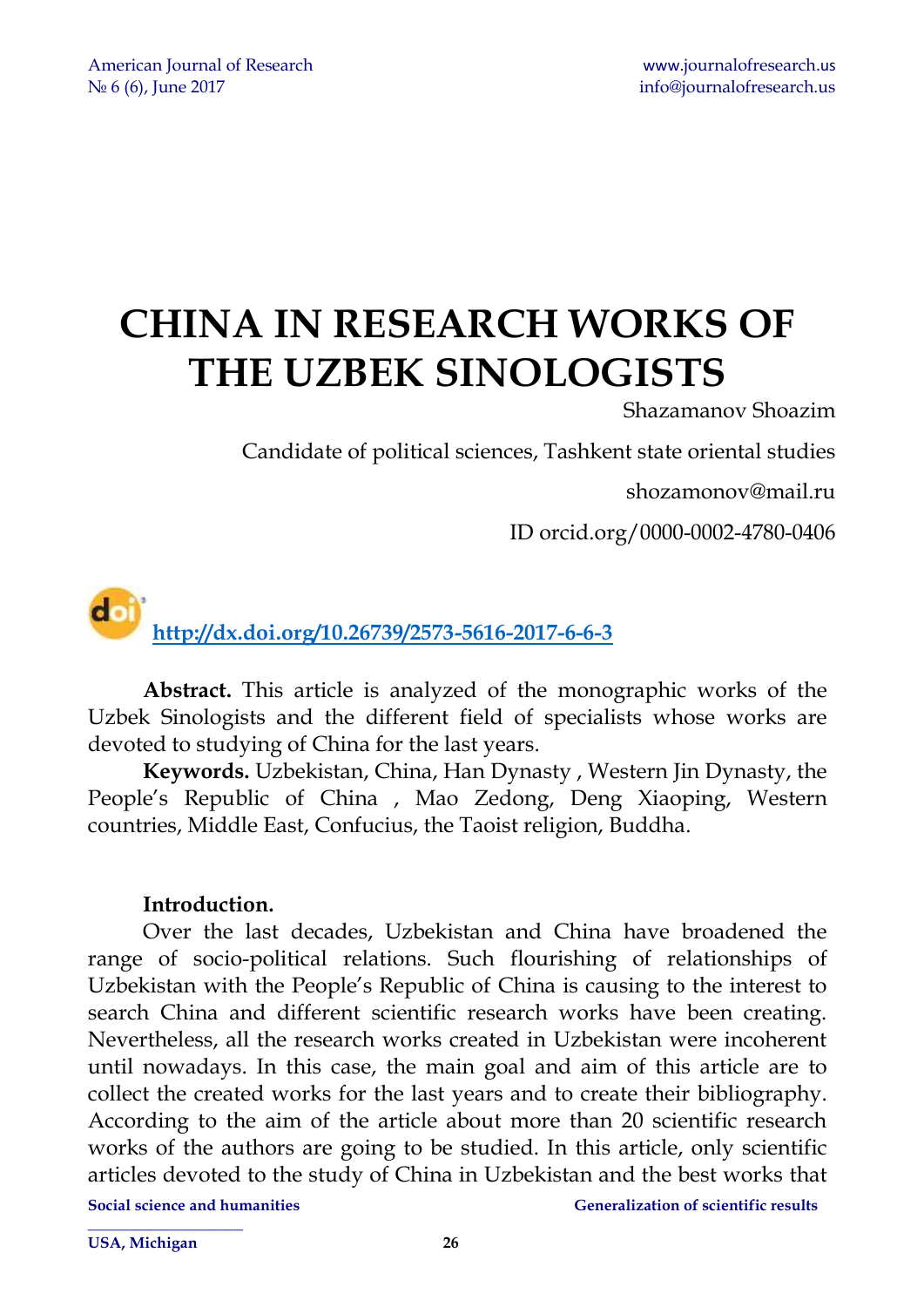# CHINA IN RESEARCH WORKS OF THE UZBEK SINOLOGISTS

Shazamanov Shoazim

Candidate of political sciences, Tashkent state oriental studies

shozamonov@mail.ru

ID orcid.org/0000-0002-4780-0406

http://dx.doi.org/10.26739/2573-5616-2017-6-6-3

**Abstract.** This article is analyzed of the monographic works of the Uzbek Sinologists and the different field of specialists whose works are devoted to studying of China for the last years.

**Keywords.** Uzbekistan, China, Han Dynasty , Western Jin Dynasty, the People's Republic of China , Mao Zedong, Deng Xiaoping, Western countries, Middle East, Confucius, the Taoist religion, Buddha.

**Introduction.**

Over the last decades, Uzbekistan and China have broadened the range of socio-political relations. Such flourishing of relationships of Uzbekistan with the People's Republic of China is causing to the interest to search China and different scientific research works have been creating. Nevertheless, all the research works created in Uzbekistan were incoherent until nowadays. In this case, the main goal and aim of this article are to collect the created works for the last years and to create their bibliography. According to the aim of the article about more than 20 scientific research works of the authors are going to be studied. In this article, only scientific articles devoted to the study of China in Uzbekistan and the best works that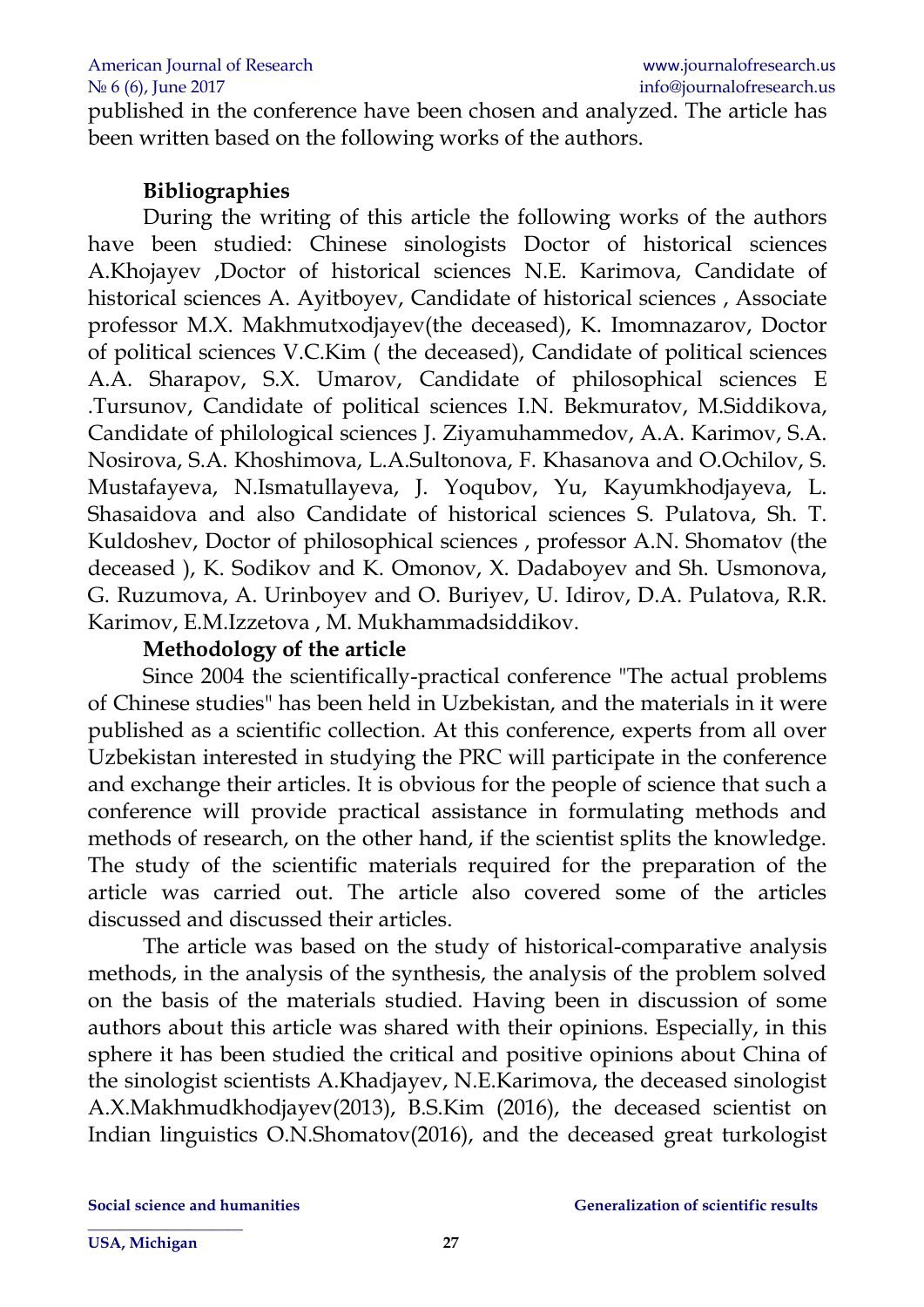published in the conference have been chosen and analyzed. The article has been written based on the following works of the authors.

**Bibliographies**

During the writing of this article the following works of the authors have been studied: Chinese sinologists Doctor of historical sciences A.Khojayev ,Doctor of historical sciences N.E. Karimova, Candidate of historical sciences A. Ayitboyev, Candidate of historical sciences , Associate professor M.X. Makhmutxodjayev(the deceased), K. Imomnazarov, Doctor of political sciences V.C.Kim ( the deceased), Candidate of political sciences A.A. Sharapov, S.X. Umarov, Candidate of philosophical sciences E .Tursunov, Candidate of political sciences I.N. Bekmuratov, M.Siddikova, Candidate of philological sciences J. Ziyamuhammedov, A.A. Karimov, S.A. Nosirova, S.A. Khoshimova, L.A.Sultonova, F. Khasanova and O.Ochilov, S. Mustafayeva, N.Ismatullayeva, J. Yoqubov, Yu, Kayumkhodjayeva, L. Shasaidova and also Candidate of historical sciences S. Pulatova, Sh. T. Kuldoshev, Doctor of philosophical sciences , professor A.N. Shomatov (the deceased ), K. Sodikov and K. Omonov, X. Dadaboyev and Sh. Usmonova, G. Ruzumova, A. Urinboyev and O. Buriyev, U. Idirov, D.A. Pulatova, R.R. Karimov, E.M.Izzetova , M. Mukhammadsiddikov.

**Methodology of the article**

Since 2004 the scientifically-practical conference "The actual problems of Chinese studies" has been held in Uzbekistan, and the materials in it were published as a scientific collection. At this conference, experts from all over Uzbekistan interested in studying the PRC will participate in the conference and exchange their articles. It is obvious for the people of science that such a conference will provide practical assistance in formulating methods and methods of research, on the other hand, if the scientist splits the knowledge. The study of the scientific materials required for the preparation of the article was carried out. The article also covered some of the articles discussed and discussed their articles.

The article was based on the study of historical-comparative analysis methods, in the analysis of the synthesis, the analysis of the problem solved on the basis of the materials studied. Having been in discussion of some authors about this article was shared with their opinions. Especially, in this sphere it has been studied the critical and positive opinions about China of the sinologist scientists A.Khadjayev, N.E.Karimova, the deceased sinologist A.X.Makhmudkhodjayev(2013), B.S.Kim (2016), the deceased scientist on Indian linguistics O.N.Shomatov(2016), and the deceased great turkologist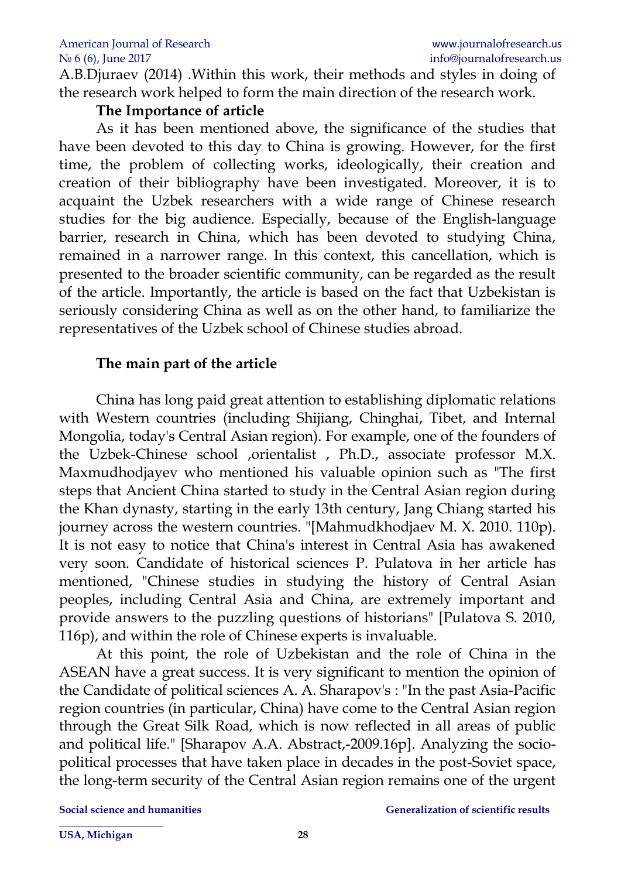A.B.Djuraev (2014) .Within this work, their methods and styles in doing of the research work helped to form the main direction of the research work.

**The Importance of article**

As it has been mentioned above, the significance of the studies that have been devoted to this day to China is growing. However, for the first time, the problem of collecting works, ideologically, their creation and creation of their bibliography have been investigated. Moreover, it is to acquaint the Uzbek researchers with a wide range of Chinese research studies for the big audience. Especially, because of the English-language barrier, research in China, which has been devoted to studying China, remained in a narrower range. In this context, this cancellation, which is presented to the broader scientific community, can be regarded as the result of the article. Importantly, the article is based on the fact that Uzbekistan is seriously considering China as well as on the other hand, to familiarize the representatives of the Uzbek school of Chinese studies abroad.

**The main part of the article**

China has long paid great attention to establishing diplomatic relations with Western countries (including Shijiang, Chinghai, Tibet, and Internal Mongolia, today's Central Asian region). For example, one of the founders of the Uzbek-Chinese school ,orientalist , Ph.D., associate professor M.X. Maxmudhodjayev who mentioned his valuable opinion such as "The first steps that Ancient China started to study in the Central Asian region during the Khan dynasty, starting in the early 13th century, Jang Chiang started his journey across the western countries. "[Mahmudkhodjaev M. X. 2010. 110p). It is not easy to notice that China's interest in Central Asia has awakened very soon. Candidate of historical sciences P. Pulatova in her article has mentioned, "Chinese studies in studying the history of Central Asian peoples, including Central Asia and China, are extremely important and provide answers to the puzzling questions of historians" [Pulatova S. 2010, 116p), and within the role of Chinese experts is invaluable.

At this point, the role of Uzbekistan and the role of China in the ASEAN have a great success. It is very significant to mention the opinion of the Candidate of political sciences A. A. Sharapov's : "In the past Asia-Pacific region countries (in particular, China) have come to the Central Asian region through the Great Silk Road, which is now reflected in all areas of public and political life." [Sharapov A.A. Abstract,-2009.16p]. Analyzing the socio-political processes that have taken place in decades in the post-Soviet space, the long-term security of the Central Asian region remains one of the urgent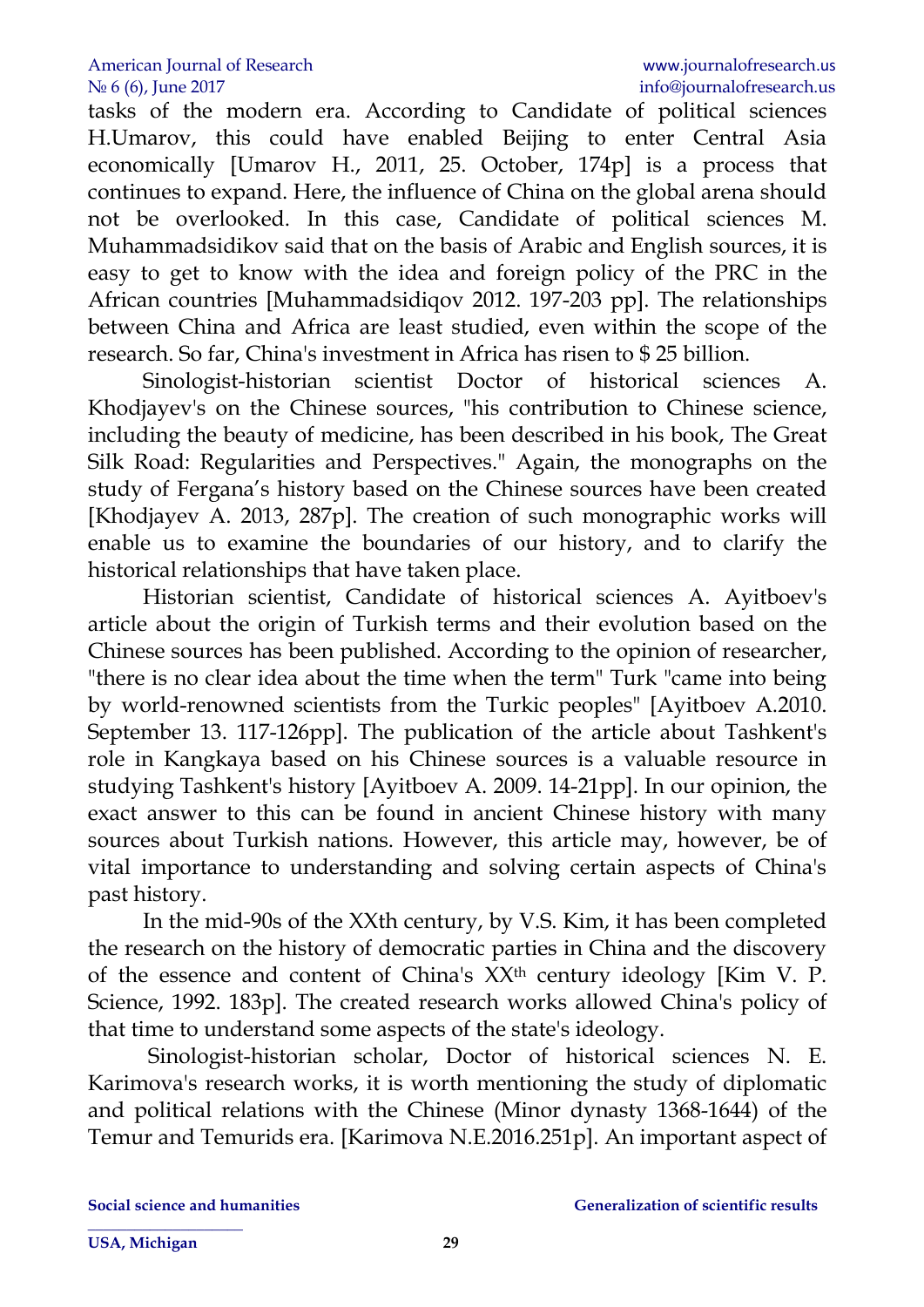tasks of the modern era. According to Candidate of political sciences H.Umarov, this could have enabled Beijing to enter Central Asia economically [Umarov H., 2011, 25. October, 174p] is a process that continues to expand. Here, the influence of China on the global arena should not be overlooked. In this case, Candidate of political sciences M. Muhammadsidikov said that on the basis of Arabic and English sources, it is easy to get to know with the idea and foreign policy of the PRC in the African countries [Muhammadsidiqov 2012. 197-203 pp]. The relationships between China and Africa are least studied, even within the scope of the research. So far, China's investment in Africa has risen to $ 25 billion.

Sinologist-historian scientist Doctor of historical sciences A. Khodjayev's on the Chinese sources, "his contribution to Chinese science, including the beauty of medicine, has been described in his book, The Great Silk Road: Regularities and Perspectives." Again, the monographs on the study of Fergana's history based on the Chinese sources have been created [Khodjayev A. 2013, 287p]. The creation of such monographic works will enable us to examine the boundaries of our history, and to clarify the historical relationships that have taken place.

Historian scientist, Candidate of historical sciences A. Ayitboev's article about the origin of Turkish terms and their evolution based on the Chinese sources has been published. According to the opinion of researcher, "there is no clear idea about the time when the term" Turk "came into being by world-renowned scientists from the Turkic peoples" [Ayitboev A.2010. September 13. 117-126pp]. The publication of the article about Tashkent's role in Kangkaya based on his Chinese sources is a valuable resource in studying Tashkent's history [Ayitboev A. 2009. 14-21pp]. In our opinion, the exact answer to this can be found in ancient Chinese history with many sources about Turkish nations. However, this article may, however, be of vital importance to understanding and solving certain aspects of China's past history.

In the mid-90s of the XXth century, by V.S. Kim, it has been completed the research on the history of democratic parties in China and the discovery of the essence and content of China's XX$^{th}$ century ideology [Kim V. P. Science, 1992. 183p]. The created research works allowed China's policy of that time to understand some aspects of the state's ideology.

Sinologist-historian scholar, Doctor of historical sciences N. E. Karimova's research works, it is worth mentioning the study of diplomatic and political relations with the Chinese (Minor dynasty 1368-1644) of the Temur and Temurids era. [Karimova N.E.2016.251p]. An important aspect of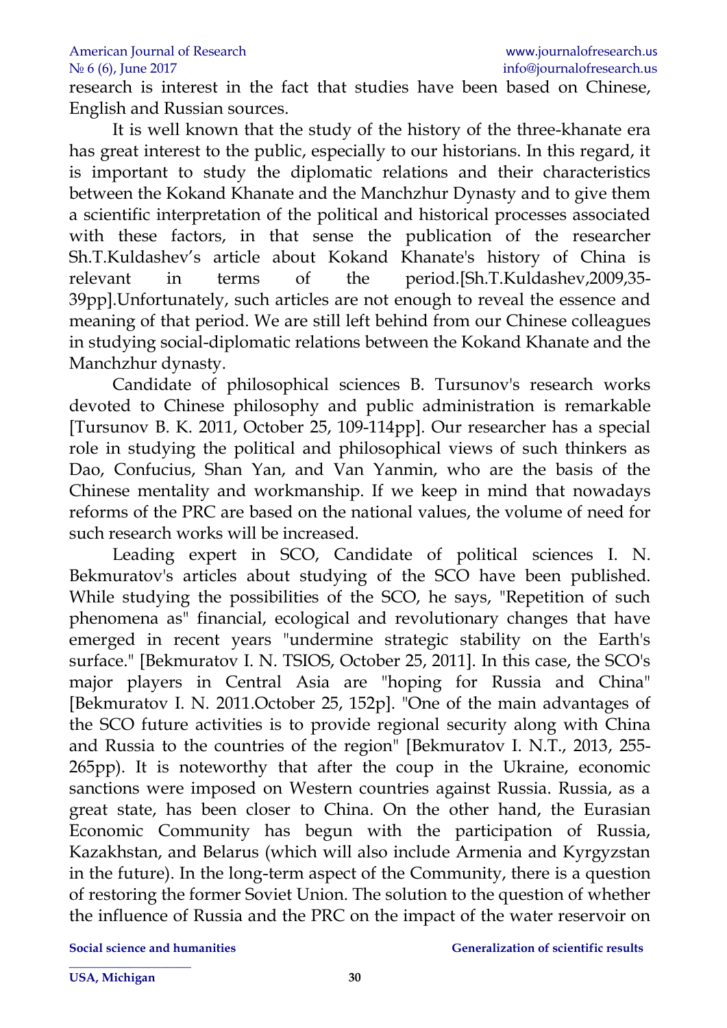research is interest in the fact that studies have been based on Chinese, English and Russian sources.

It is well known that the study of the history of the three-khanate era has great interest to the public, especially to our historians. In this regard, it is important to study the diplomatic relations and their characteristics between the Kokand Khanate and the Manchzhur Dynasty and to give them a scientific interpretation of the political and historical processes associated with these factors, in that sense the publication of the researcher Sh.T.Kuldashev's article about Kokand Khanate's history of China is relevant in terms of the period.[Sh.T.Kuldashev,2009,35-39pp].Unfortunately, such articles are not enough to reveal the essence and meaning of that period. We are still left behind from our Chinese colleagues in studying social-diplomatic relations between the Kokand Khanate and the Manchzhur dynasty.

Candidate of philosophical sciences B. Tursunov's research works devoted to Chinese philosophy and public administration is remarkable [Tursunov B. K. 2011, October 25, 109-114pp]. Our researcher has a special role in studying the political and philosophical views of such thinkers as Dao, Confucius, Shan Yan, and Van Yanmin, who are the basis of the Chinese mentality and workmanship. If we keep in mind that nowadays reforms of the PRC are based on the national values, the volume of need for such research works will be increased.

Leading expert in SCO, Candidate of political sciences I. N. Bekmuratov's articles about studying of the SCO have been published. While studying the possibilities of the SCO, he says, "Repetition of such phenomena as" financial, ecological and revolutionary changes that have emerged in recent years "undermine strategic stability on the Earth's surface." [Bekmuratov I. N. TSIOS, October 25, 2011]. In this case, the SCO's major players in Central Asia are "hoping for Russia and China" [Bekmuratov I. N. 2011.October 25, 152p]. "One of the main advantages of the SCO future activities is to provide regional security along with China and Russia to the countries of the region" [Bekmuratov I. N.T., 2013, 255-265pp). It is noteworthy that after the coup in the Ukraine, economic sanctions were imposed on Western countries against Russia. Russia, as a great state, has been closer to China. On the other hand, the Eurasian Economic Community has begun with the participation of Russia, Kazakhstan, and Belarus (which will also include Armenia and Kyrgyzstan in the future). In the long-term aspect of the Community, there is a question of restoring the former Soviet Union. The solution to the question of whether the influence of Russia and the PRC on the impact of the water reservoir on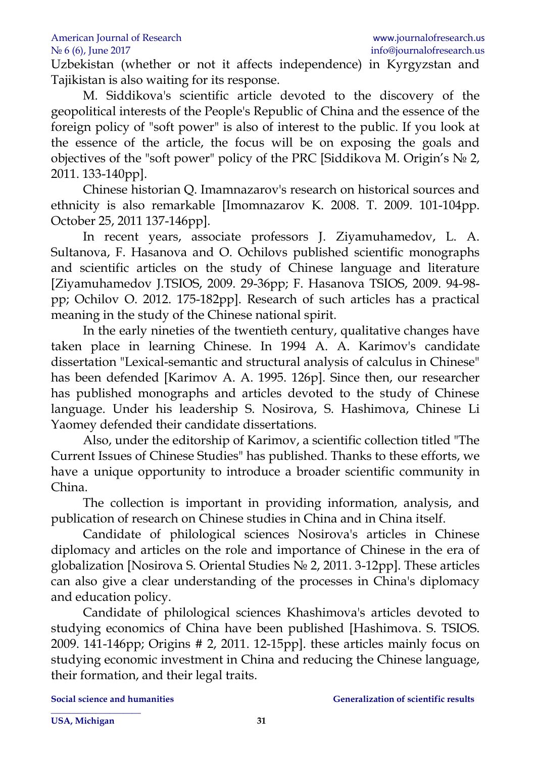Uzbekistan (whether or not it affects independence) in Kyrgyzstan and Tajikistan is also waiting for its response.

M. Siddikova's scientific article devoted to the discovery of the geopolitical interests of the People's Republic of China and the essence of the foreign policy of "soft power" is also of interest to the public. If you look at the essence of the article, the focus will be on exposing the goals and objectives of the "soft power" policy of the PRC [Siddikova M. Origin's № 2, 2011. 133-140pp].

Chinese historian Q. Imamnazarov's research on historical sources and ethnicity is also remarkable [Imomnazarov K. 2008. T. 2009. 101-104pp. October 25, 2011 137-146pp].

In recent years, associate professors J. Ziyamuhamedov, L. A. Sultanova, F. Hasanova and O. Ochilovs published scientific monographs and scientific articles on the study of Chinese language and literature [Ziyamuhamedov J.TSIOS, 2009. 29-36pp; F. Hasanova TSIOS, 2009. 94-98-pp; Ochilov O. 2012. 175-182pp]. Research of such articles has a practical meaning in the study of the Chinese national spirit.

In the early nineties of the twentieth century, qualitative changes have taken place in learning Chinese. In 1994 A. A. Karimov's candidate dissertation "Lexical-semantic and structural analysis of calculus in Chinese" has been defended [Karimov A. A. 1995. 126p]. Since then, our researcher has published monographs and articles devoted to the study of Chinese language. Under his leadership S. Nosirova, S. Hashimova, Chinese Li Yaomey defended their candidate dissertations.

Also, under the editorship of Karimov, a scientific collection titled "The Current Issues of Chinese Studies" has published. Thanks to these efforts, we have a unique opportunity to introduce a broader scientific community in China.

The collection is important in providing information, analysis, and publication of research on Chinese studies in China and in China itself.

Candidate of philological sciences Nosirova's articles in Chinese diplomacy and articles on the role and importance of Chinese in the era of globalization [Nosirova S. Oriental Studies № 2, 2011. 3-12pp]. These articles can also give a clear understanding of the processes in China's diplomacy and education policy.

Candidate of philological sciences Khashimova's articles devoted to studying economics of China have been published [Hashimova. S. TSIOS. 2009. 141-146pp; Origins # 2, 2011. 12-15pp]. these articles mainly focus on studying economic investment in China and reducing the Chinese language, their formation, and their legal traits.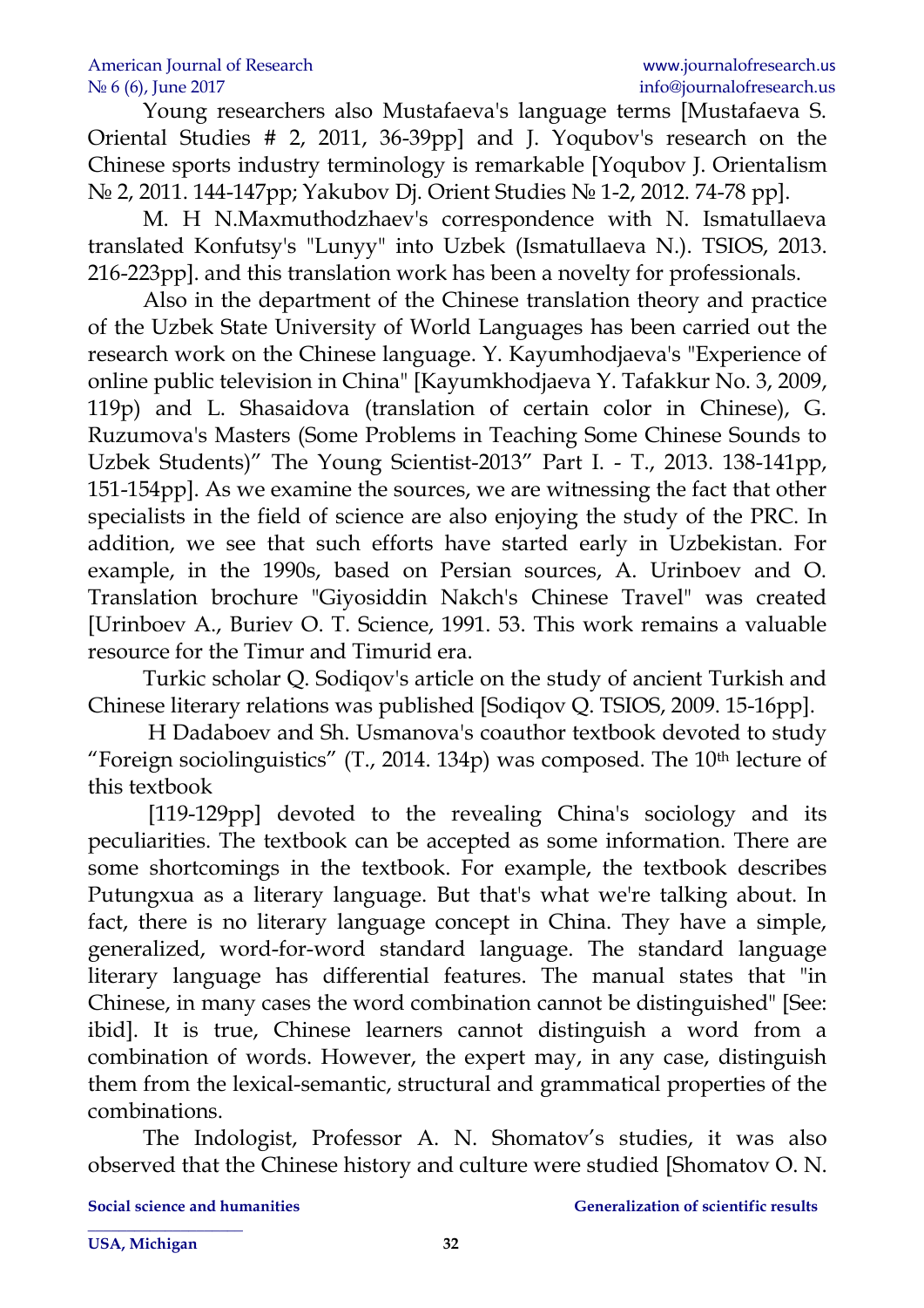Young researchers also Mustafaeva's language terms [Mustafaeva S. Oriental Studies # 2, 2011, 36-39pp] and J. Yoqubov's research on the Chinese sports industry terminology is remarkable [Yoqubov J. Orientalism № 2, 2011. 144-147pp; Yakubov Dj. Orient Studies № 1-2, 2012. 74-78 pp].

M. H N.Maxmuthodzhaev's correspondence with N. Ismatullaeva translated Konfutsy's "Lunyy" into Uzbek (Ismatullaeva N.). TSIOS, 2013. 216-223pp]. and this translation work has been a novelty for professionals.

Also in the department of the Chinese translation theory and practice of the Uzbek State University of World Languages has been carried out the research work on the Chinese language. Y. Kayumhodjaeva's "Experience of online public television in China" [Kayumkhodjaeva Y. Tafakkur No. 3, 2009, 119p) and L. Shasaidova (translation of certain color in Chinese), G. Ruzumova's Masters (Some Problems in Teaching Some Chinese Sounds to Uzbek Students)" The Young Scientist-2013" Part I. - T., 2013. 138-141pp, 151-154pp]. As we examine the sources, we are witnessing the fact that other specialists in the field of science are also enjoying the study of the PRC. In addition, we see that such efforts have started early in Uzbekistan. For example, in the 1990s, based on Persian sources, A. Urinboev and O. Translation brochure "Giyosiddin Nakch's Chinese Travel" was created [Urinboev A., Buriev O. T. Science, 1991. 53. This work remains a valuable resource for the Timur and Timurid era.

Turkic scholar Q. Sodiqov's article on the study of ancient Turkish and Chinese literary relations was published [Sodiqov Q. TSIOS, 2009. 15-16pp].

H Dadaboev and Sh. Usmanova's coauthor textbook devoted to study "Foreign sociolinguistics" (T., 2014. 134p) was composed. The 10th lecture of this textbook

[119-129pp] devoted to the revealing China's sociology and its peculiarities. The textbook can be accepted as some information. There are some shortcomings in the textbook. For example, the textbook describes Putungxua as a literary language. But that's what we're talking about. In fact, there is no literary language concept in China. They have a simple, generalized, word-for-word standard language. The standard language literary language has differential features. The manual states that "in Chinese, in many cases the word combination cannot be distinguished" [See: ibid]. It is true, Chinese learners cannot distinguish a word from a combination of words. However, the expert may, in any case, distinguish them from the lexical-semantic, structural and grammatical properties of the combinations.

The Indologist, Professor A. N. Shomatov's studies, it was also observed that the Chinese history and culture were studied [Shomatov O. N.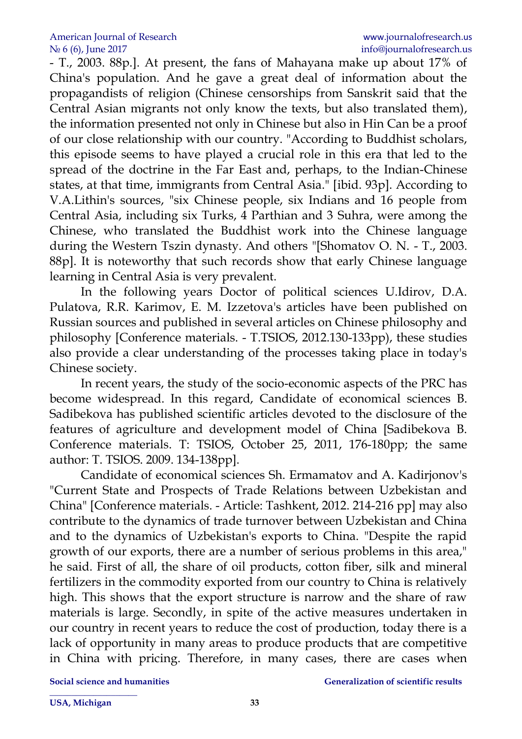- T., 2003. 88p.]. At present, the fans of Mahayana make up about 17% of China's population. And he gave a great deal of information about the propagandists of religion (Chinese censorships from Sanskrit said that the Central Asian migrants not only know the texts, but also translated them), the information presented not only in Chinese but also in Hin Can be a proof of our close relationship with our country. "According to Buddhist scholars, this episode seems to have played a crucial role in this era that led to the spread of the doctrine in the Far East and, perhaps, to the Indian-Chinese states, at that time, immigrants from Central Asia." [ibid. 93p]. According to V.A.Lithin's sources, "six Chinese people, six Indians and 16 people from Central Asia, including six Turks, 4 Parthian and 3 Suhra, were among the Chinese, who translated the Buddhist work into the Chinese language during the Western Tszin dynasty. And others "[Shomatov O. N. - T., 2003. 88p]. It is noteworthy that such records show that early Chinese language learning in Central Asia is very prevalent.

In the following years Doctor of political sciences U.Idirov, D.A. Pulatova, R.R. Karimov, E. M. Izzetova's articles have been published on Russian sources and published in several articles on Chinese philosophy and philosophy [Conference materials. - T.TSIOS, 2012.130-133pp), these studies also provide a clear understanding of the processes taking place in today's Chinese society.

In recent years, the study of the socio-economic aspects of the PRC has become widespread. In this regard, Candidate of economical sciences B. Sadibekova has published scientific articles devoted to the disclosure of the features of agriculture and development model of China [Sadibekova B. Conference materials. T: TSIOS, October 25, 2011, 176-180pp; the same author: T. TSIOS. 2009. 134-138pp].

Candidate of economical sciences Sh. Ermamatov and A. Kadirjonov's "Current State and Prospects of Trade Relations between Uzbekistan and China" [Conference materials. - Article: Tashkent, 2012. 214-216 pp] may also contribute to the dynamics of trade turnover between Uzbekistan and China and to the dynamics of Uzbekistan's exports to China. "Despite the rapid growth of our exports, there are a number of serious problems in this area," he said. First of all, the share of oil products, cotton fiber, silk and mineral fertilizers in the commodity exported from our country to China is relatively high. This shows that the export structure is narrow and the share of raw materials is large. Secondly, in spite of the active measures undertaken in our country in recent years to reduce the cost of production, today there is a lack of opportunity in many areas to produce products that are competitive in China with pricing. Therefore, in many cases, there are cases when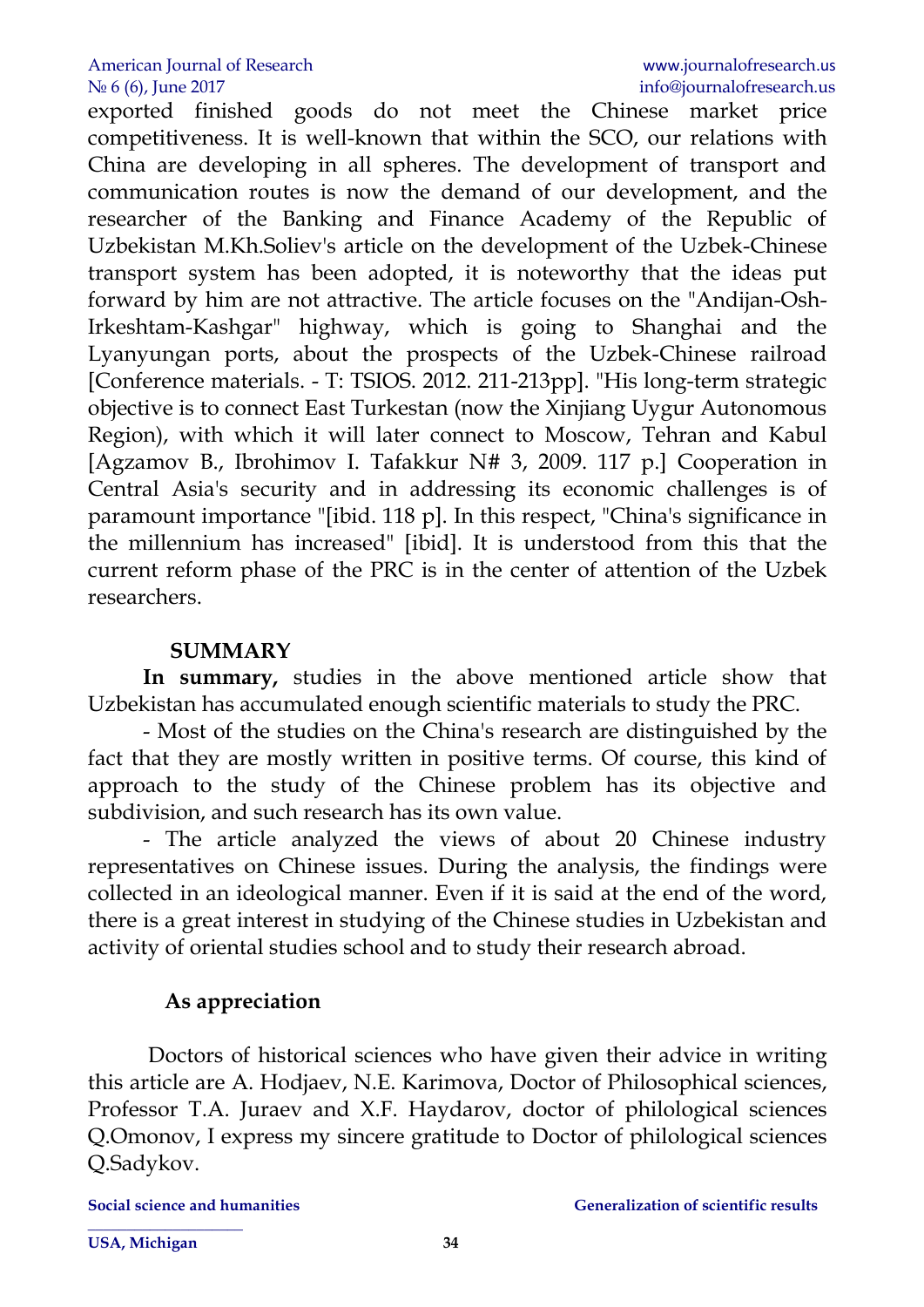exported finished goods do not meet the Chinese market price competitiveness. It is well-known that within the SCO, our relations with China are developing in all spheres. The development of transport and communication routes is now the demand of our development, and the researcher of the Banking and Finance Academy of the Republic of Uzbekistan M.Kh.Soliev's article on the development of the Uzbek-Chinese transport system has been adopted, it is noteworthy that the ideas put forward by him are not attractive. The article focuses on the "Andijan-Osh-Irkeshtam-Kashgar" highway, which is going to Shanghai and the Lyanyungan ports, about the prospects of the Uzbek-Chinese railroad [Conference materials. - T: TSIOS. 2012. 211-213pp]. "His long-term strategic objective is to connect East Turkestan (now the Xinjiang Uygur Autonomous Region), with which it will later connect to Moscow, Tehran and Kabul [Agzamov B., Ibrohimov I. Tafakkur N# 3, 2009. 117 p.] Cooperation in Central Asia's security and in addressing its economic challenges is of paramount importance "[ibid. 118 p]. In this respect, "China's significance in the millennium has increased" [ibid]. It is understood from this that the current reform phase of the PRC is in the center of attention of the Uzbek researchers.

## SUMMARY

**In summary,** studies in the above mentioned article show that Uzbekistan has accumulated enough scientific materials to study the PRC.

- Most of the studies on the China's research are distinguished by the fact that they are mostly written in positive terms. Of course, this kind of approach to the study of the Chinese problem has its objective and subdivision, and such research has its own value.

- The article analyzed the views of about 20 Chinese industry representatives on Chinese issues. During the analysis, the findings were collected in an ideological manner. Even if it is said at the end of the word, there is a great interest in studying of the Chinese studies in Uzbekistan and activity of oriental studies school and to study their research abroad.

## As appreciation

Doctors of historical sciences who have given their advice in writing this article are A. Hodjaev, N.E. Karimova, Doctor of Philosophical sciences, Professor T.A. Juraev and X.F. Haydarov, doctor of philological sciences Q.Omonov, I express my sincere gratitude to Doctor of philological sciences Q.Sadykov.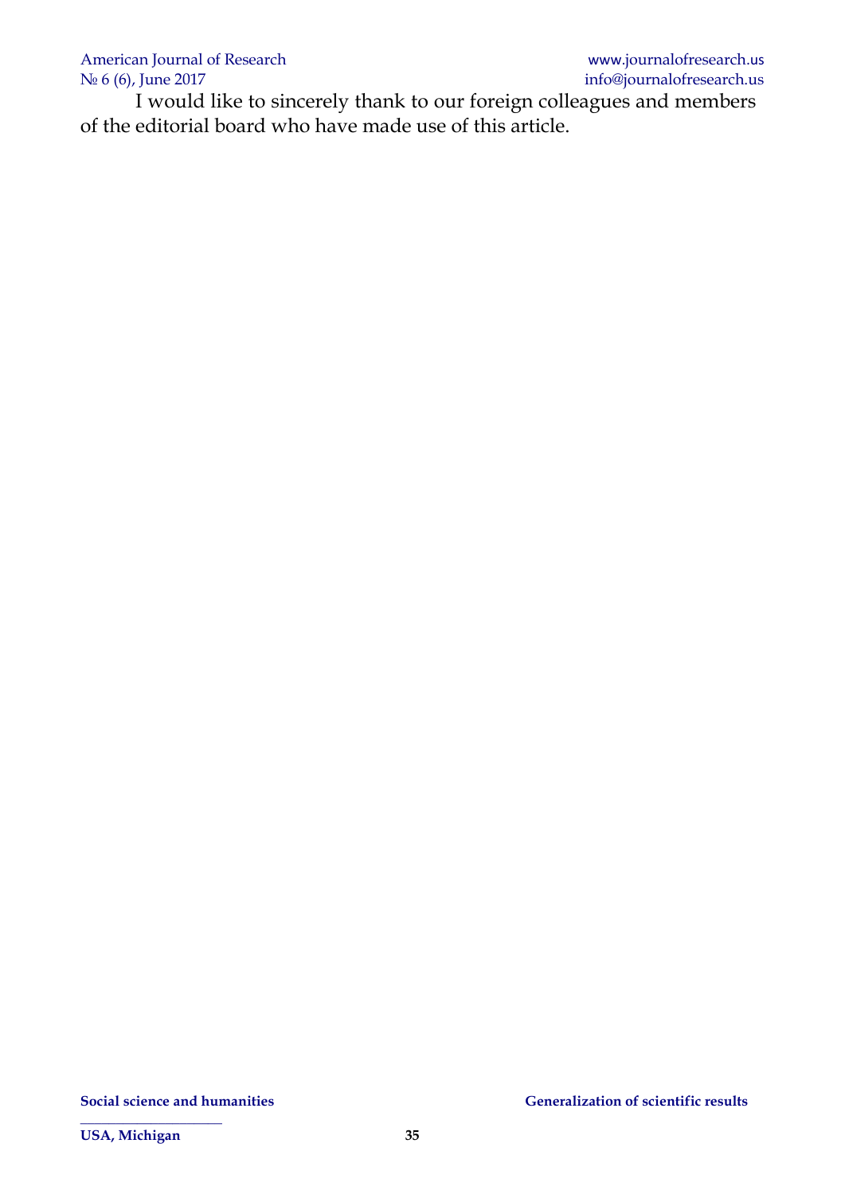I would like to sincerely thank to our foreign colleagues and members of the editorial board who have made use of this article.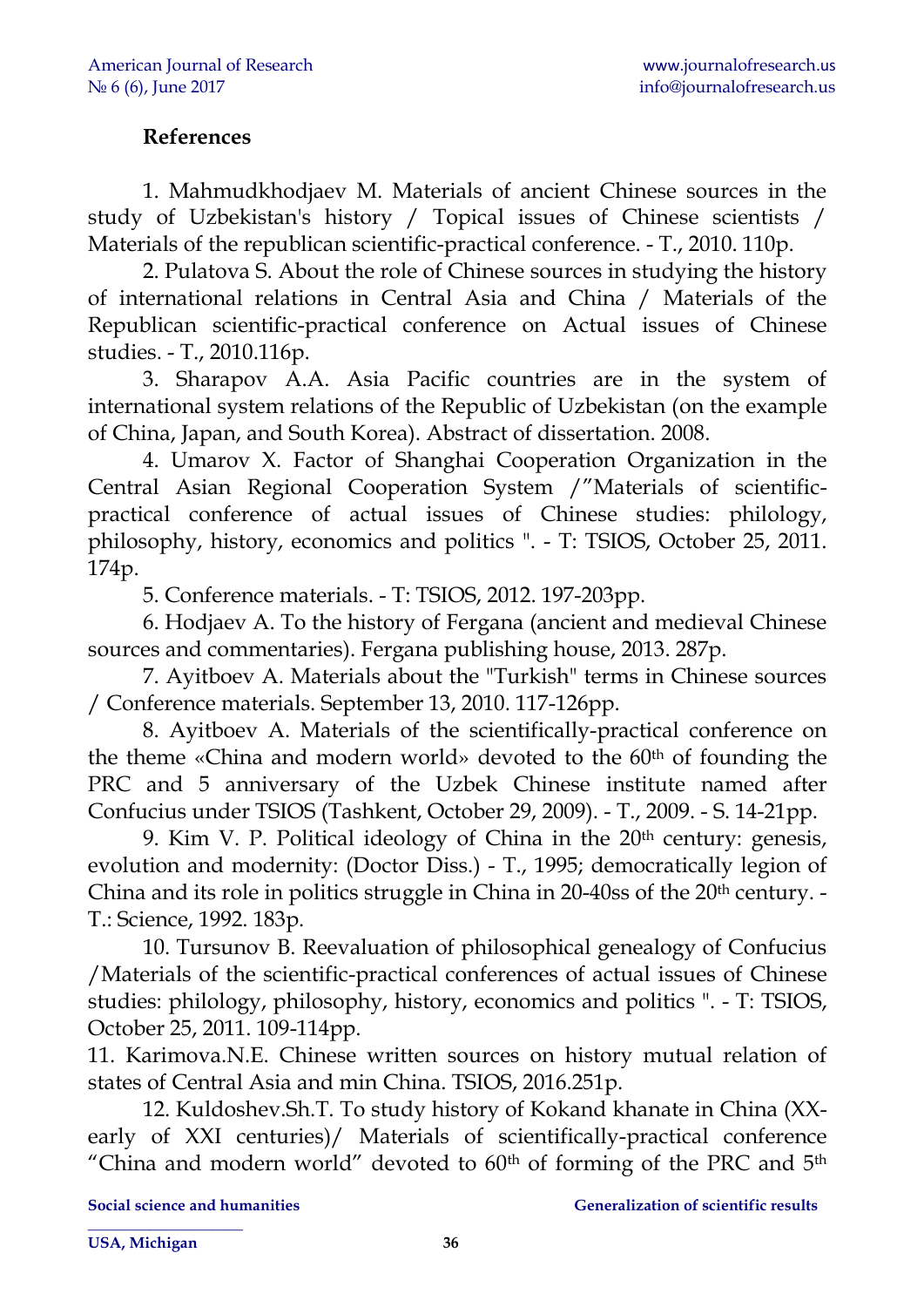## References

1. Mahmudkhodjaev M. Materials of ancient Chinese sources in the study of Uzbekistan's history / Topical issues of Chinese scientists / Materials of the republican scientific-practical conference. - T., 2010. 110p.

2. Pulatova S. About the role of Chinese sources in studying the history of international relations in Central Asia and China / Materials of the Republican scientific-practical conference on Actual issues of Chinese studies. - T., 2010.116p.

3. Sharapov A.A. Asia Pacific countries are in the system of international system relations of the Republic of Uzbekistan (on the example of China, Japan, and South Korea). Abstract of dissertation. 2008.

4. Umarov X. Factor of Shanghai Cooperation Organization in the Central Asian Regional Cooperation System /"Materials of scientific-practical conference of actual issues of Chinese studies: philology, philosophy, history, economics and politics ". - T: TSIOS, October 25, 2011. 174p.

5. Conference materials. - T: TSIOS, 2012. 197-203pp.

6. Hodjaev A. To the history of Fergana (ancient and medieval Chinese sources and commentaries). Fergana publishing house, 2013. 287p.

7. Ayitboev A. Materials about the "Turkish" terms in Chinese sources / Conference materials. September 13, 2010. 117-126pp.

8. Ayitboev A. Materials of the scientifically-practical conference on the theme «China and modern world» devoted to the 60th of founding the PRC and 5 anniversary of the Uzbek Chinese institute named after Confucius under TSIOS (Tashkent, October 29, 2009). - T., 2009. - S. 14-21pp.

9. Kim V. P. Political ideology of China in the 20th century: genesis, evolution and modernity: (Doctor Diss.) - T., 1995; democratically legion of China and its role in politics struggle in China in 20-40ss of the 20th century. - T.: Science, 1992. 183p.

10. Tursunov B. Reevaluation of philosophical genealogy of Confucius /Materials of the scientific-practical conferences of actual issues of Chinese studies: philology, philosophy, history, economics and politics ". - T: TSIOS, October 25, 2011. 109-114pp.

11. Karimova.N.E. Chinese written sources on history mutual relation of states of Central Asia and min China. TSIOS, 2016.251p.

12. Kuldoshev.Sh.T. To study history of Kokand khanate in China (XX-early of XXI centuries)/ Materials of scientifically-practical conference "China and modern world" devoted to 60th of forming of the PRC and 5th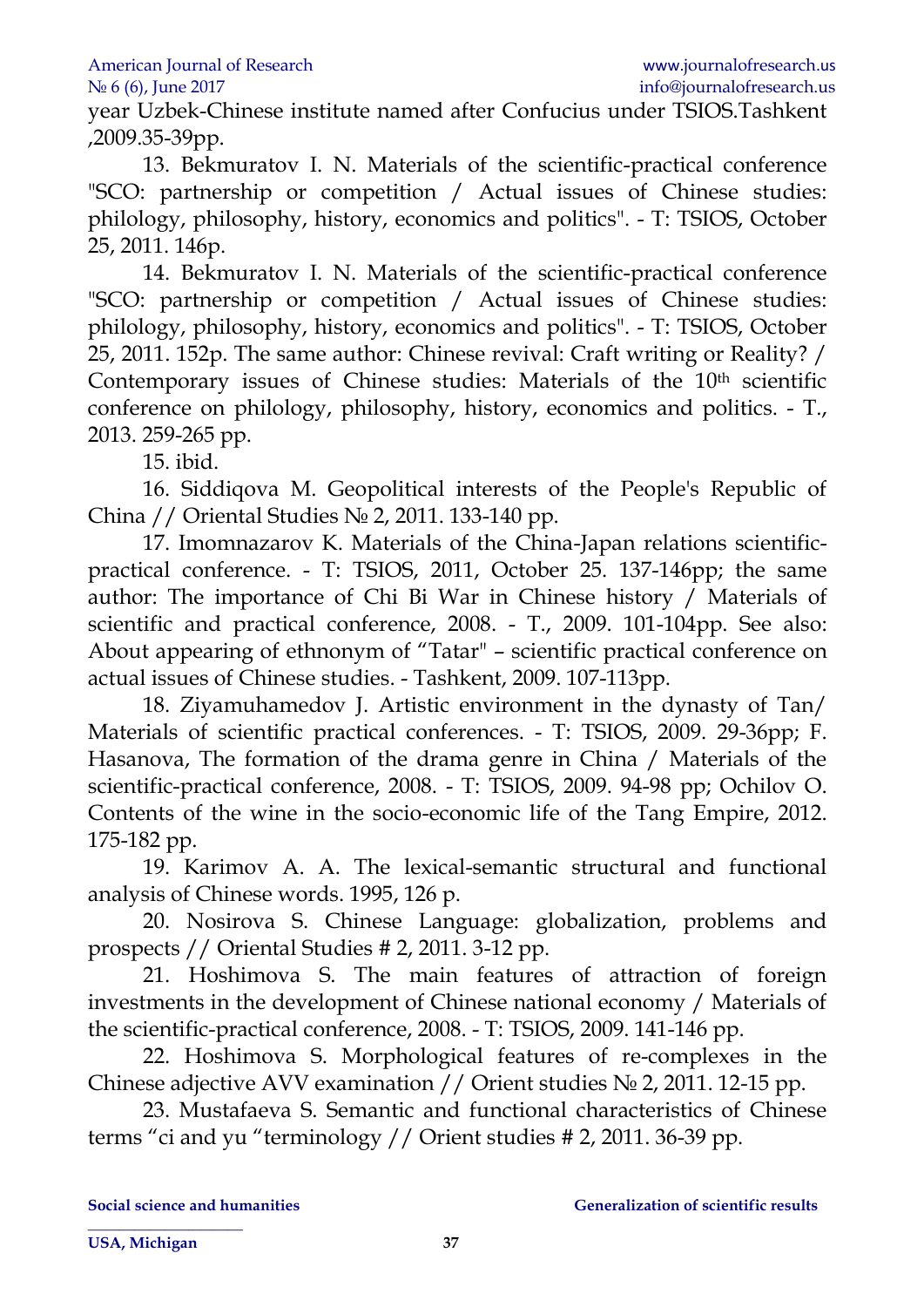year Uzbek-Chinese institute named after Confucius under TSIOS.Tashkent ,2009.35-39pp.

13. Bekmuratov I. N. Materials of the scientific-practical conference "SCO: partnership or competition / Actual issues of Chinese studies: philology, philosophy, history, economics and politics". - T: TSIOS, October 25, 2011. 146p.

14. Bekmuratov I. N. Materials of the scientific-practical conference "SCO: partnership or competition / Actual issues of Chinese studies: philology, philosophy, history, economics and politics". - T: TSIOS, October 25, 2011. 152p. The same author: Chinese revival: Craft writing or Reality? / Contemporary issues of Chinese studies: Materials of the 10th scientific conference on philology, philosophy, history, economics and politics. - T., 2013. 259-265 pp.

15. ibid.

16. Siddiqova M. Geopolitical interests of the People's Republic of China // Oriental Studies № 2, 2011. 133-140 pp.

17. Imomnazarov K. Materials of the China-Japan relations scientific-practical conference. - T: TSIOS, 2011, October 25. 137-146pp; the same author: The importance of Chi Bi War in Chinese history / Materials of scientific and practical conference, 2008. - T., 2009. 101-104pp. See also: About appearing of ethnonym of "Tatar" – scientific practical conference on actual issues of Chinese studies. - Tashkent, 2009. 107-113pp.

18. Ziyamuhamedov J. Artistic environment in the dynasty of Tan/ Materials of scientific practical conferences. - T: TSIOS, 2009. 29-36pp; F. Hasanova, The formation of the drama genre in China / Materials of the scientific-practical conference, 2008. - T: TSIOS, 2009. 94-98 pp; Ochilov O. Contents of the wine in the socio-economic life of the Tang Empire, 2012. 175-182 pp.

19. Karimov A. A. The lexical-semantic structural and functional analysis of Chinese words. 1995, 126 p.

20. Nosirova S. Chinese Language: globalization, problems and prospects // Oriental Studies # 2, 2011. 3-12 pp.

21. Hoshimova S. The main features of attraction of foreign investments in the development of Chinese national economy / Materials of the scientific-practical conference, 2008. - T: TSIOS, 2009. 141-146 pp.

22. Hoshimova S. Morphological features of re-complexes in the Chinese adjective AVV examination // Orient studies № 2, 2011. 12-15 pp.

23. Mustafaeva S. Semantic and functional characteristics of Chinese terms "ci and yu "terminology // Orient studies # 2, 2011. 36-39 pp.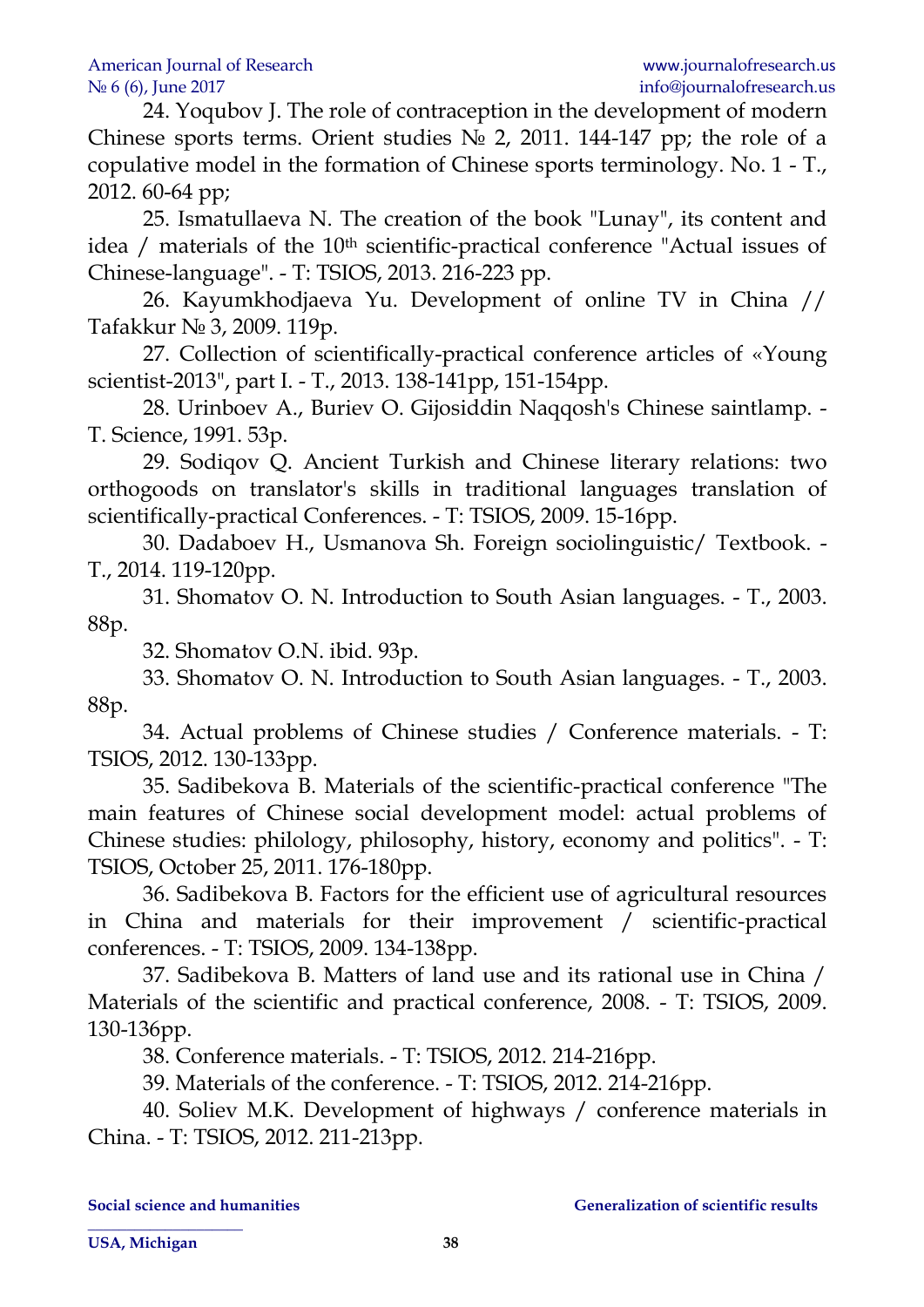24. Yoqubov J. The role of contraception in the development of modern Chinese sports terms. Orient studies № 2, 2011. 144-147 pp; the role of a copulative model in the formation of Chinese sports terminology. No. 1 - T., 2012. 60-64 pp;

25. Ismatullaeva N. The creation of the book "Lunay", its content and idea / materials of the 10th scientific-practical conference "Actual issues of Chinese-language". - T: TSIOS, 2013. 216-223 pp.

26. Kayumkhodjaeva Yu. Development of online TV in China // Tafakkur № 3, 2009. 119p.

27. Collection of scientifically-practical conference articles of «Young scientist-2013", part I. - T., 2013. 138-141pp, 151-154pp.

28. Urinboev A., Buriev O. Gijosiddin Naqqosh's Chinese saintlamp. - T. Science, 1991. 53p.

29. Sodiqov Q. Ancient Turkish and Chinese literary relations: two orthogoods on translator's skills in traditional languages translation of scientifically-practical Conferences. - T: TSIOS, 2009. 15-16pp.

30. Dadaboev H., Usmanova Sh. Foreign sociolinguistic/ Textbook. - T., 2014. 119-120pp.

31. Shomatov O. N. Introduction to South Asian languages. - T., 2003. 88p.

32. Shomatov O.N. ibid. 93p.

33. Shomatov O. N. Introduction to South Asian languages. - T., 2003. 88p.

34. Actual problems of Chinese studies / Conference materials. - T: TSIOS, 2012. 130-133pp.

35. Sadibekova B. Materials of the scientific-practical conference "The main features of Chinese social development model: actual problems of Chinese studies: philology, philosophy, history, economy and politics". - T: TSIOS, October 25, 2011. 176-180pp.

36. Sadibekova B. Factors for the efficient use of agricultural resources in China and materials for their improvement / scientific-practical conferences. - T: TSIOS, 2009. 134-138pp.

37. Sadibekova B. Matters of land use and its rational use in China / Materials of the scientific and practical conference, 2008. - T: TSIOS, 2009. 130-136pp.

38. Conference materials. - T: TSIOS, 2012. 214-216pp.

39. Materials of the conference. - T: TSIOS, 2012. 214-216pp.

40. Soliev M.K. Development of highways / conference materials in China. - T: TSIOS, 2012. 211-213pp.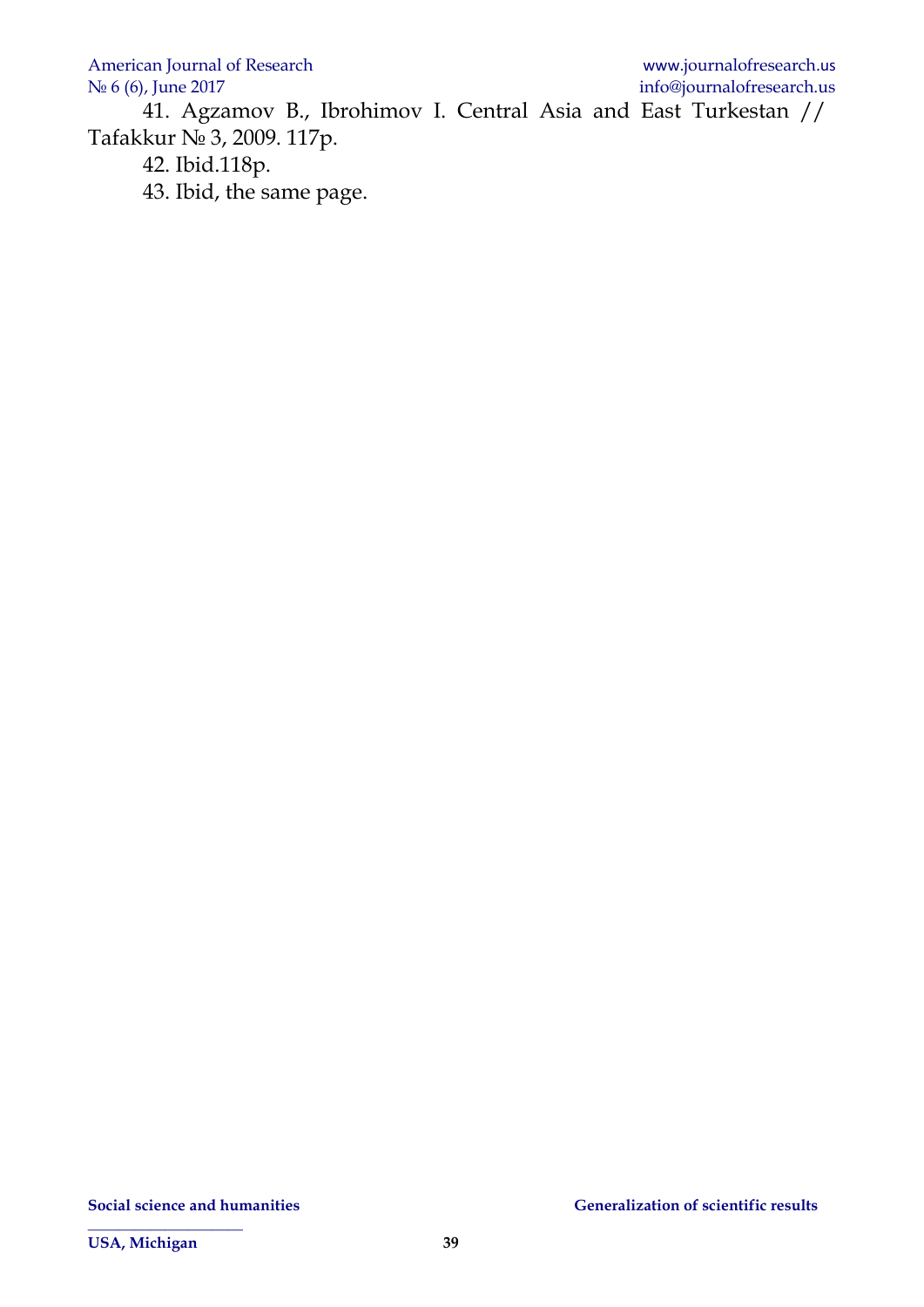41. Agzamov B., Ibrohimov I. Central Asia and East Turkestan // Tafakkur № 3, 2009. 117p.

42. Ibid.118p.

43. Ibid, the same page.